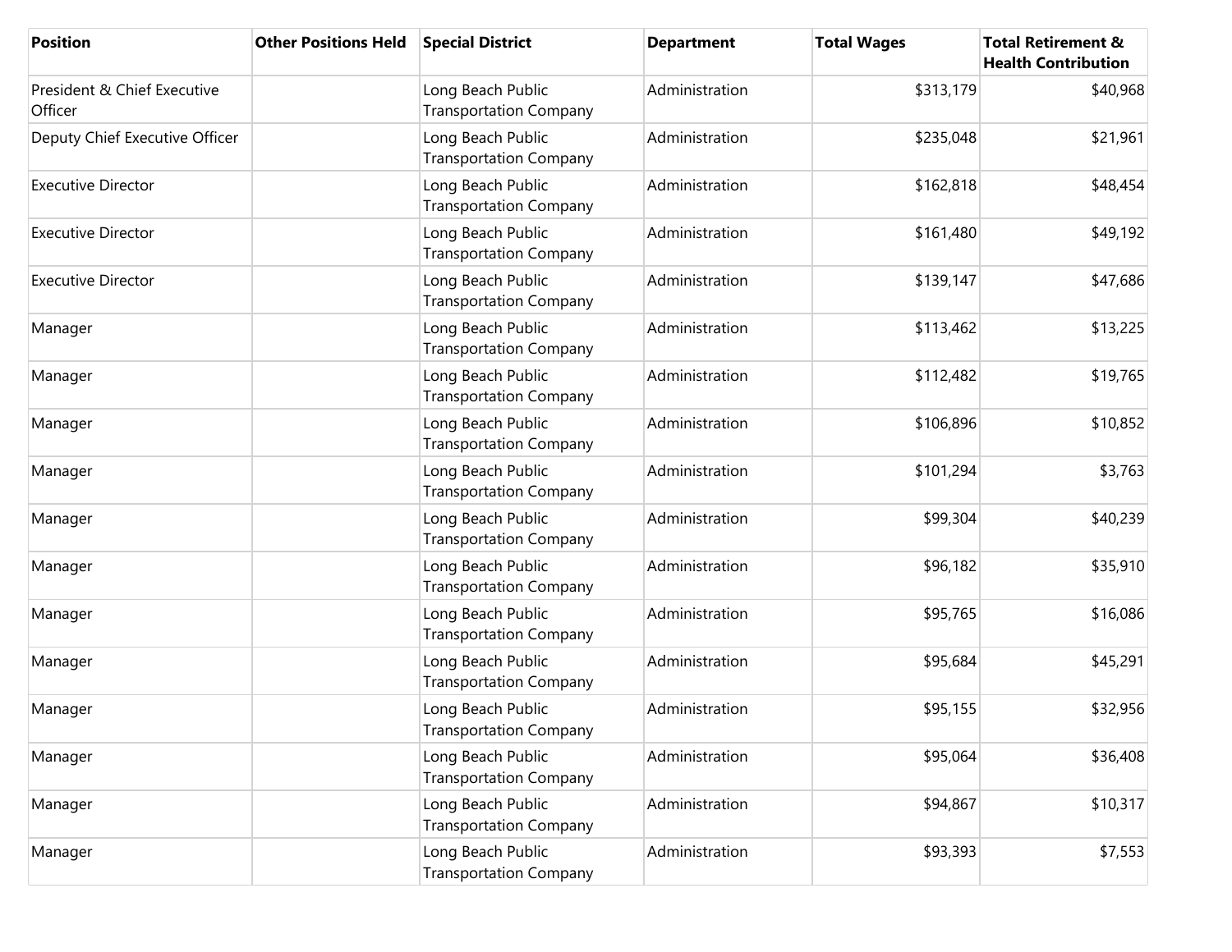| Position | Other Positions Held | Special District | Department | Total Wages | Total Retirement & Health Contribution |
|---|---|---|---|---|---|
| President & Chief Executive Officer | | Long Beach Public Transportation Company | Administration | $313,179 | $40,968 |
| Deputy Chief Executive Officer | | Long Beach Public Transportation Company | Administration | $235,048 | $21,961 |
| Executive Director | | Long Beach Public Transportation Company | Administration | $162,818 | $48,454 |
| Executive Director | | Long Beach Public Transportation Company | Administration | $161,480 | $49,192 |
| Executive Director | | Long Beach Public Transportation Company | Administration | $139,147 | $47,686 |
| Manager | | Long Beach Public Transportation Company | Administration | $113,462 | $13,225 |
| Manager | | Long Beach Public Transportation Company | Administration | $112,482 | $19,765 |
| Manager | | Long Beach Public Transportation Company | Administration | $106,896 | $10,852 |
| Manager | | Long Beach Public Transportation Company | Administration | $101,294 | $3,763 |
| Manager | | Long Beach Public Transportation Company | Administration | $99,304 | $40,239 |
| Manager | | Long Beach Public Transportation Company | Administration | $96,182 | $35,910 |
| Manager | | Long Beach Public Transportation Company | Administration | $95,765 | $16,086 |
| Manager | | Long Beach Public Transportation Company | Administration | $95,684 | $45,291 |
| Manager | | Long Beach Public Transportation Company | Administration | $95,155 | $32,956 |
| Manager | | Long Beach Public Transportation Company | Administration | $95,064 | $36,408 |
| Manager | | Long Beach Public Transportation Company | Administration | $94,867 | $10,317 |
| Manager | | Long Beach Public Transportation Company | Administration | $93,393 | $7,553 |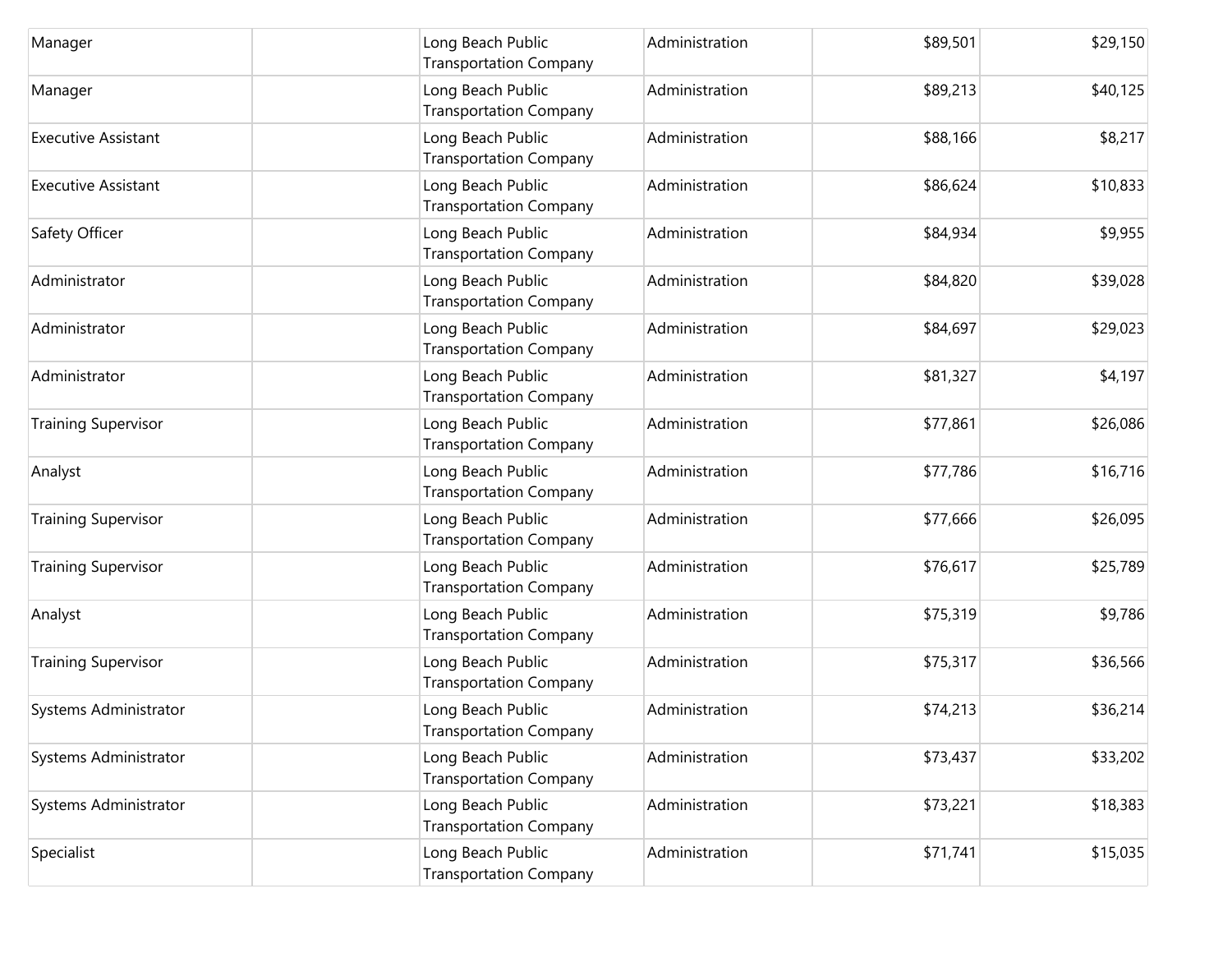| | | | | | |
|---|---|---|---|---|---|
| Manager | | Long Beach Public Transportation Company | Administration | $89,501 | $29,150 |
| Manager | | Long Beach Public Transportation Company | Administration | $89,213 | $40,125 |
| Executive Assistant | | Long Beach Public Transportation Company | Administration | $88,166 | $8,217 |
| Executive Assistant | | Long Beach Public Transportation Company | Administration | $86,624 | $10,833 |
| Safety Officer | | Long Beach Public Transportation Company | Administration | $84,934 | $9,955 |
| Administrator | | Long Beach Public Transportation Company | Administration | $84,820 | $39,028 |
| Administrator | | Long Beach Public Transportation Company | Administration | $84,697 | $29,023 |
| Administrator | | Long Beach Public Transportation Company | Administration | $81,327 | $4,197 |
| Training Supervisor | | Long Beach Public Transportation Company | Administration | $77,861 | $26,086 |
| Analyst | | Long Beach Public Transportation Company | Administration | $77,786 | $16,716 |
| Training Supervisor | | Long Beach Public Transportation Company | Administration | $77,666 | $26,095 |
| Training Supervisor | | Long Beach Public Transportation Company | Administration | $76,617 | $25,789 |
| Analyst | | Long Beach Public Transportation Company | Administration | $75,319 | $9,786 |
| Training Supervisor | | Long Beach Public Transportation Company | Administration | $75,317 | $36,566 |
| Systems Administrator | | Long Beach Public Transportation Company | Administration | $74,213 | $36,214 |
| Systems Administrator | | Long Beach Public Transportation Company | Administration | $73,437 | $33,202 |
| Systems Administrator | | Long Beach Public Transportation Company | Administration | $73,221 | $18,383 |
| Specialist | | Long Beach Public Transportation Company | Administration | $71,741 | $15,035 |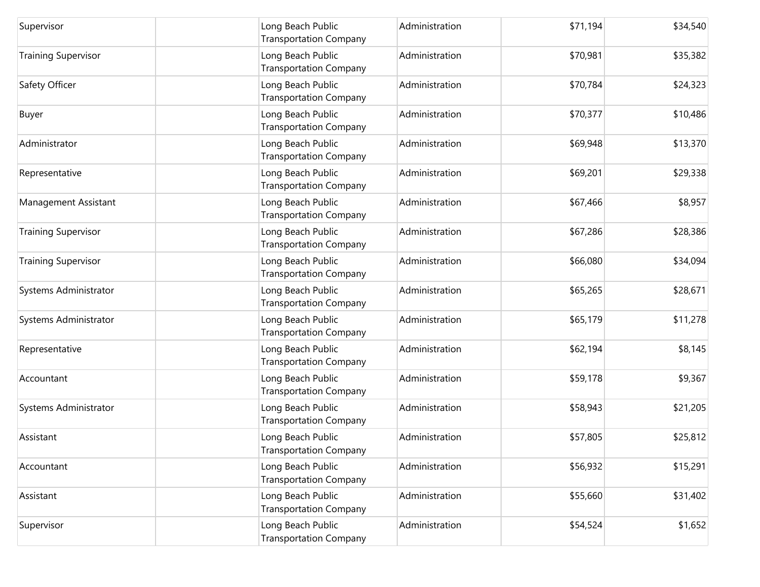| | | | | | |
|---|---|---|---|---|---|
| Supervisor | | Long Beach Public Transportation Company | Administration | $71,194 | $34,540 |
| Training Supervisor | | Long Beach Public Transportation Company | Administration | $70,981 | $35,382 |
| Safety Officer | | Long Beach Public Transportation Company | Administration | $70,784 | $24,323 |
| Buyer | | Long Beach Public Transportation Company | Administration | $70,377 | $10,486 |
| Administrator | | Long Beach Public Transportation Company | Administration | $69,948 | $13,370 |
| Representative | | Long Beach Public Transportation Company | Administration | $69,201 | $29,338 |
| Management Assistant | | Long Beach Public Transportation Company | Administration | $67,466 | $8,957 |
| Training Supervisor | | Long Beach Public Transportation Company | Administration | $67,286 | $28,386 |
| Training Supervisor | | Long Beach Public Transportation Company | Administration | $66,080 | $34,094 |
| Systems Administrator | | Long Beach Public Transportation Company | Administration | $65,265 | $28,671 |
| Systems Administrator | | Long Beach Public Transportation Company | Administration | $65,179 | $11,278 |
| Representative | | Long Beach Public Transportation Company | Administration | $62,194 | $8,145 |
| Accountant | | Long Beach Public Transportation Company | Administration | $59,178 | $9,367 |
| Systems Administrator | | Long Beach Public Transportation Company | Administration | $58,943 | $21,205 |
| Assistant | | Long Beach Public Transportation Company | Administration | $57,805 | $25,812 |
| Accountant | | Long Beach Public Transportation Company | Administration | $56,932 | $15,291 |
| Assistant | | Long Beach Public Transportation Company | Administration | $55,660 | $31,402 |
| Supervisor | | Long Beach Public Transportation Company | Administration | $54,524 | $1,652 |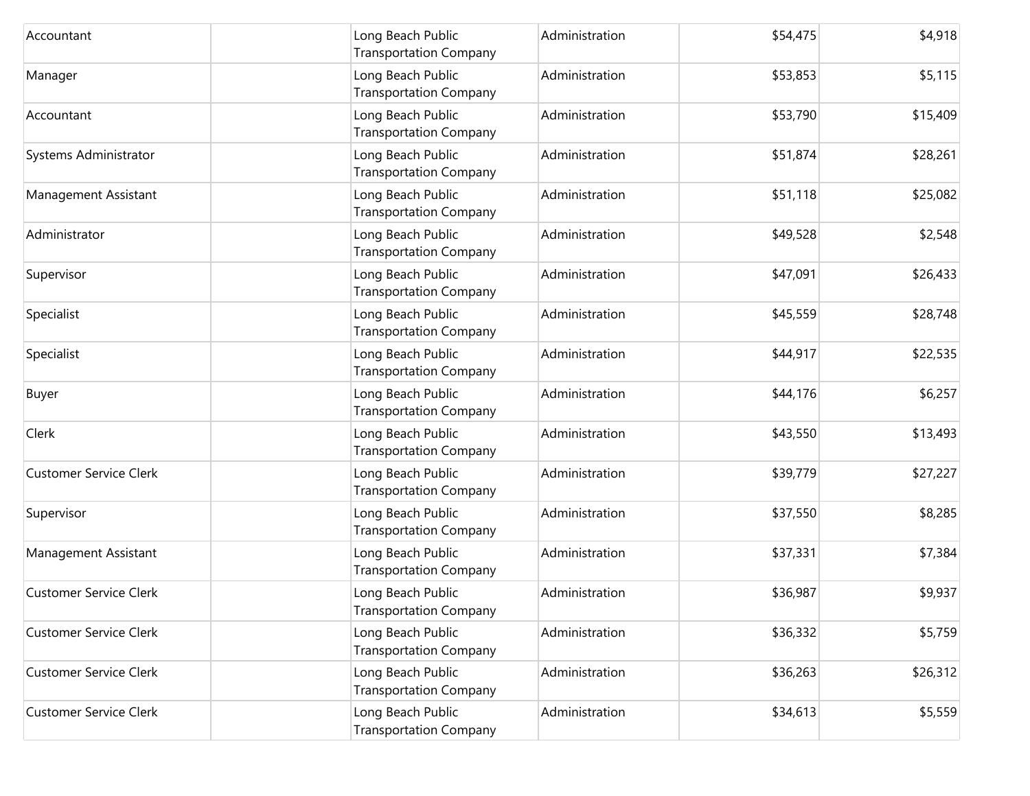| | | | | | |
|---|---|---|---|---|---|
| Accountant | | Long Beach Public Transportation Company | Administration | $54,475 | $4,918 |
| Manager | | Long Beach Public Transportation Company | Administration | $53,853 | $5,115 |
| Accountant | | Long Beach Public Transportation Company | Administration | $53,790 | $15,409 |
| Systems Administrator | | Long Beach Public Transportation Company | Administration | $51,874 | $28,261 |
| Management Assistant | | Long Beach Public Transportation Company | Administration | $51,118 | $25,082 |
| Administrator | | Long Beach Public Transportation Company | Administration | $49,528 | $2,548 |
| Supervisor | | Long Beach Public Transportation Company | Administration | $47,091 | $26,433 |
| Specialist | | Long Beach Public Transportation Company | Administration | $45,559 | $28,748 |
| Specialist | | Long Beach Public Transportation Company | Administration | $44,917 | $22,535 |
| Buyer | | Long Beach Public Transportation Company | Administration | $44,176 | $6,257 |
| Clerk | | Long Beach Public Transportation Company | Administration | $43,550 | $13,493 |
| Customer Service Clerk | | Long Beach Public Transportation Company | Administration | $39,779 | $27,227 |
| Supervisor | | Long Beach Public Transportation Company | Administration | $37,550 | $8,285 |
| Management Assistant | | Long Beach Public Transportation Company | Administration | $37,331 | $7,384 |
| Customer Service Clerk | | Long Beach Public Transportation Company | Administration | $36,987 | $9,937 |
| Customer Service Clerk | | Long Beach Public Transportation Company | Administration | $36,332 | $5,759 |
| Customer Service Clerk | | Long Beach Public Transportation Company | Administration | $36,263 | $26,312 |
| Customer Service Clerk | | Long Beach Public Transportation Company | Administration | $34,613 | $5,559 |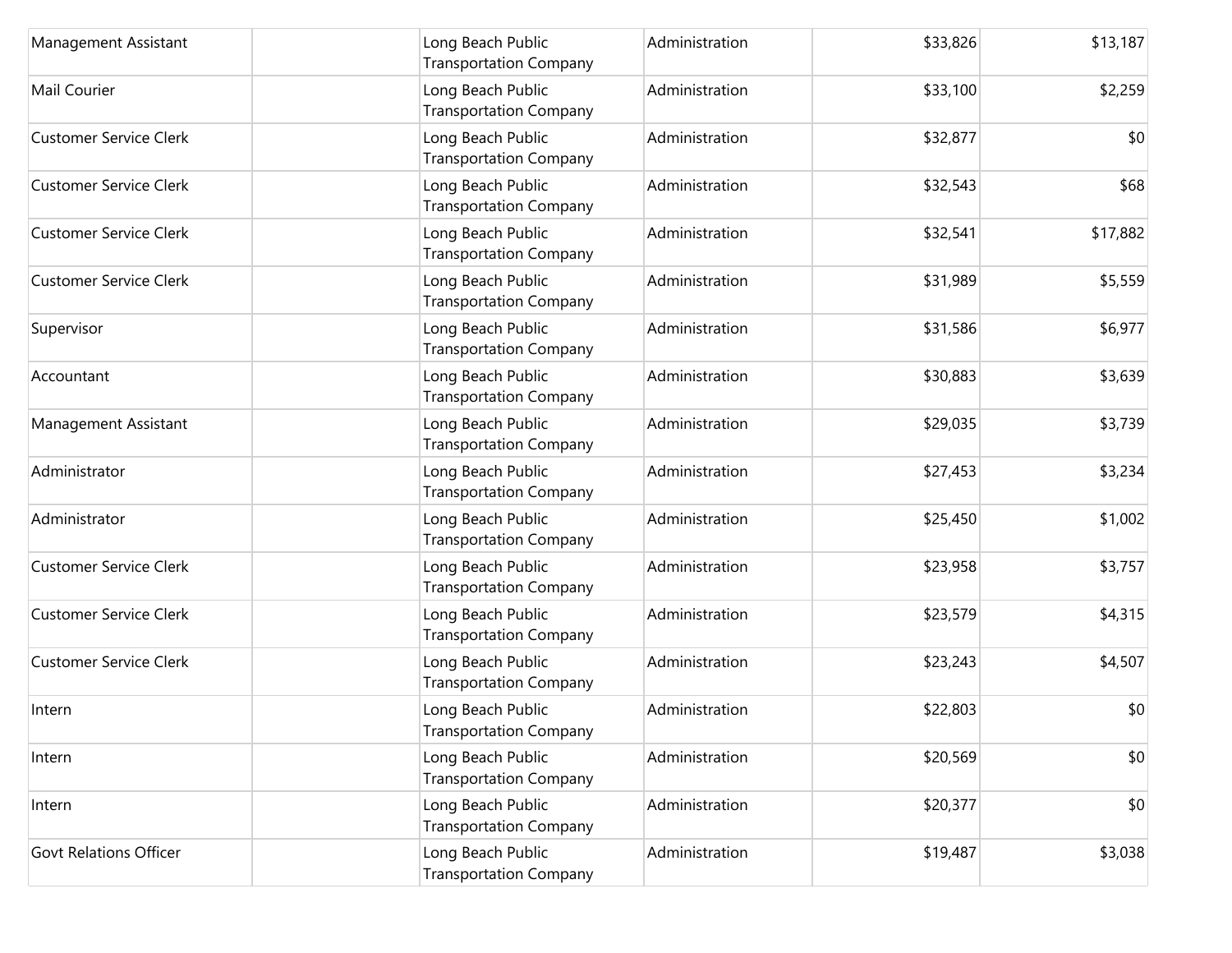| | | | | | |
|---|---|---|---|---|---|
| Management Assistant | | Long Beach Public Transportation Company | Administration | $33,826 | $13,187 |
| Mail Courier | | Long Beach Public Transportation Company | Administration | $33,100 | $2,259 |
| Customer Service Clerk | | Long Beach Public Transportation Company | Administration | $32,877 | $0 |
| Customer Service Clerk | | Long Beach Public Transportation Company | Administration | $32,543 | $68 |
| Customer Service Clerk | | Long Beach Public Transportation Company | Administration | $32,541 | $17,882 |
| Customer Service Clerk | | Long Beach Public Transportation Company | Administration | $31,989 | $5,559 |
| Supervisor | | Long Beach Public Transportation Company | Administration | $31,586 | $6,977 |
| Accountant | | Long Beach Public Transportation Company | Administration | $30,883 | $3,639 |
| Management Assistant | | Long Beach Public Transportation Company | Administration | $29,035 | $3,739 |
| Administrator | | Long Beach Public Transportation Company | Administration | $27,453 | $3,234 |
| Administrator | | Long Beach Public Transportation Company | Administration | $25,450 | $1,002 |
| Customer Service Clerk | | Long Beach Public Transportation Company | Administration | $23,958 | $3,757 |
| Customer Service Clerk | | Long Beach Public Transportation Company | Administration | $23,579 | $4,315 |
| Customer Service Clerk | | Long Beach Public Transportation Company | Administration | $23,243 | $4,507 |
| Intern | | Long Beach Public Transportation Company | Administration | $22,803 | $0 |
| Intern | | Long Beach Public Transportation Company | Administration | $20,569 | $0 |
| Intern | | Long Beach Public Transportation Company | Administration | $20,377 | $0 |
| Govt Relations Officer | | Long Beach Public Transportation Company | Administration | $19,487 | $3,038 |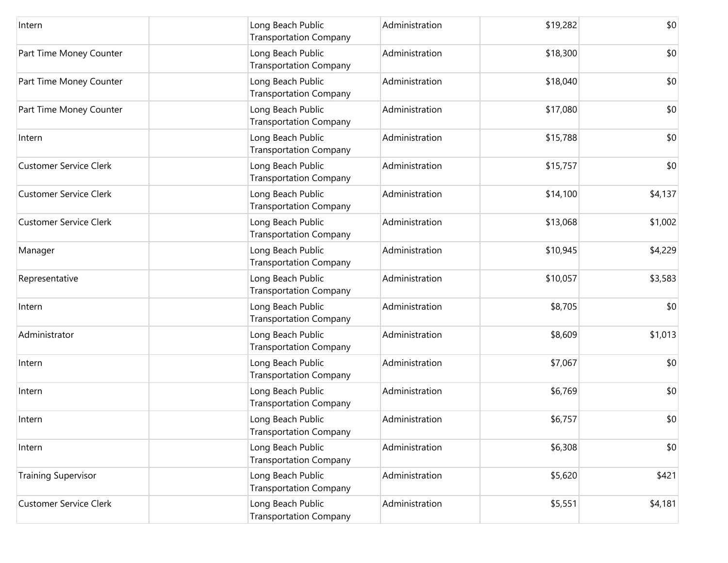| | | | | | |
|---|---|---|---|---|---|
| Intern | | Long Beach Public Transportation Company | Administration | $19,282 | $0 |
| Part Time Money Counter | | Long Beach Public Transportation Company | Administration | $18,300 | $0 |
| Part Time Money Counter | | Long Beach Public Transportation Company | Administration | $18,040 | $0 |
| Part Time Money Counter | | Long Beach Public Transportation Company | Administration | $17,080 | $0 |
| Intern | | Long Beach Public Transportation Company | Administration | $15,788 | $0 |
| Customer Service Clerk | | Long Beach Public Transportation Company | Administration | $15,757 | $0 |
| Customer Service Clerk | | Long Beach Public Transportation Company | Administration | $14,100 | $4,137 |
| Customer Service Clerk | | Long Beach Public Transportation Company | Administration | $13,068 | $1,002 |
| Manager | | Long Beach Public Transportation Company | Administration | $10,945 | $4,229 |
| Representative | | Long Beach Public Transportation Company | Administration | $10,057 | $3,583 |
| Intern | | Long Beach Public Transportation Company | Administration | $8,705 | $0 |
| Administrator | | Long Beach Public Transportation Company | Administration | $8,609 | $1,013 |
| Intern | | Long Beach Public Transportation Company | Administration | $7,067 | $0 |
| Intern | | Long Beach Public Transportation Company | Administration | $6,769 | $0 |
| Intern | | Long Beach Public Transportation Company | Administration | $6,757 | $0 |
| Intern | | Long Beach Public Transportation Company | Administration | $6,308 | $0 |
| Training Supervisor | | Long Beach Public Transportation Company | Administration | $5,620 | $421 |
| Customer Service Clerk | | Long Beach Public Transportation Company | Administration | $5,551 | $4,181 |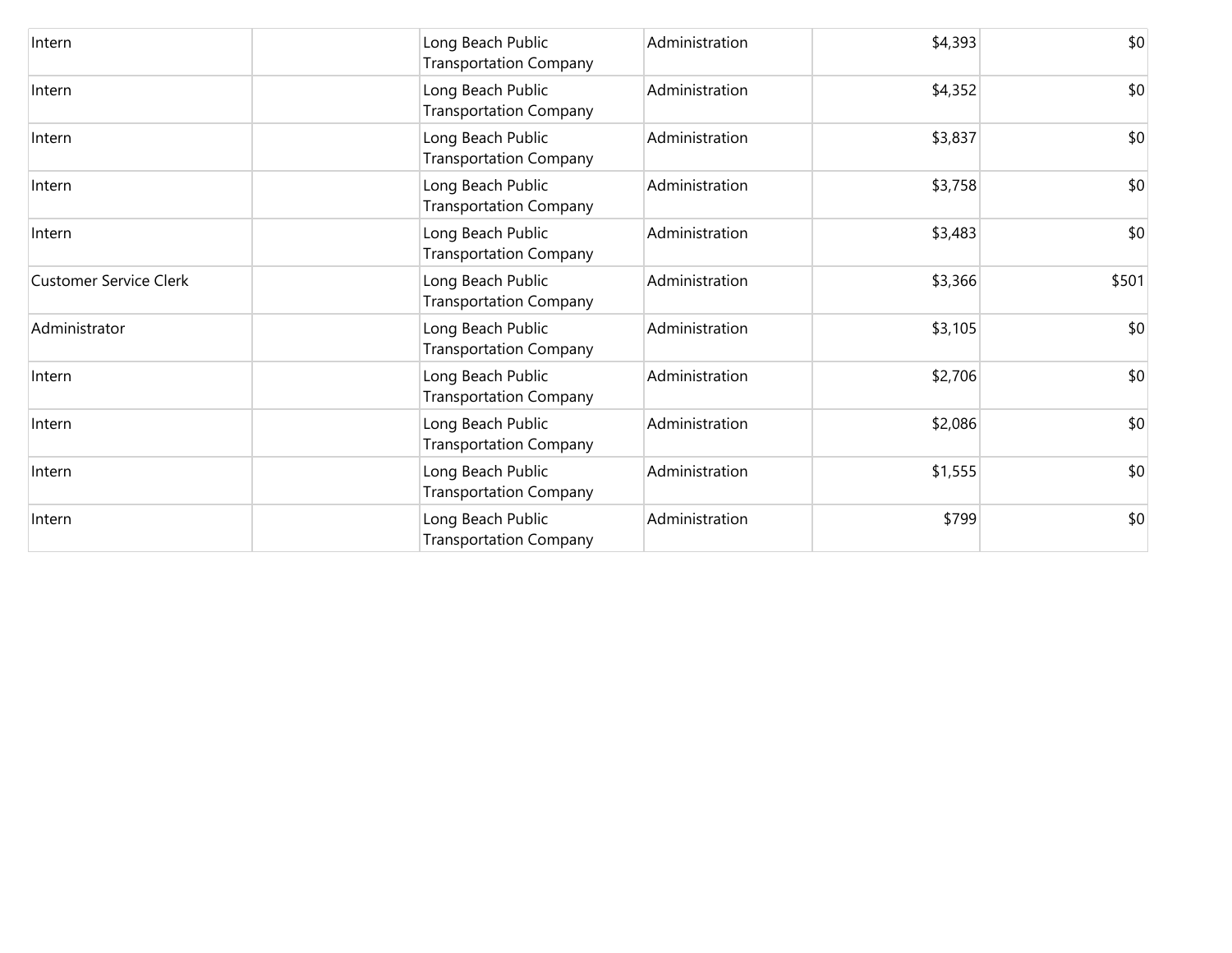| | | | | | |
|---|---|---|---|---|---|
| Intern | | Long Beach Public Transportation Company | Administration | $4,393 | $0 |
| Intern | | Long Beach Public Transportation Company | Administration | $4,352 | $0 |
| Intern | | Long Beach Public Transportation Company | Administration | $3,837 | $0 |
| Intern | | Long Beach Public Transportation Company | Administration | $3,758 | $0 |
| Intern | | Long Beach Public Transportation Company | Administration | $3,483 | $0 |
| Customer Service Clerk | | Long Beach Public Transportation Company | Administration | $3,366 | $501 |
| Administrator | | Long Beach Public Transportation Company | Administration | $3,105 | $0 |
| Intern | | Long Beach Public Transportation Company | Administration | $2,706 | $0 |
| Intern | | Long Beach Public Transportation Company | Administration | $2,086 | $0 |
| Intern | | Long Beach Public Transportation Company | Administration | $1,555 | $0 |
| Intern | | Long Beach Public Transportation Company | Administration | $799 | $0 |